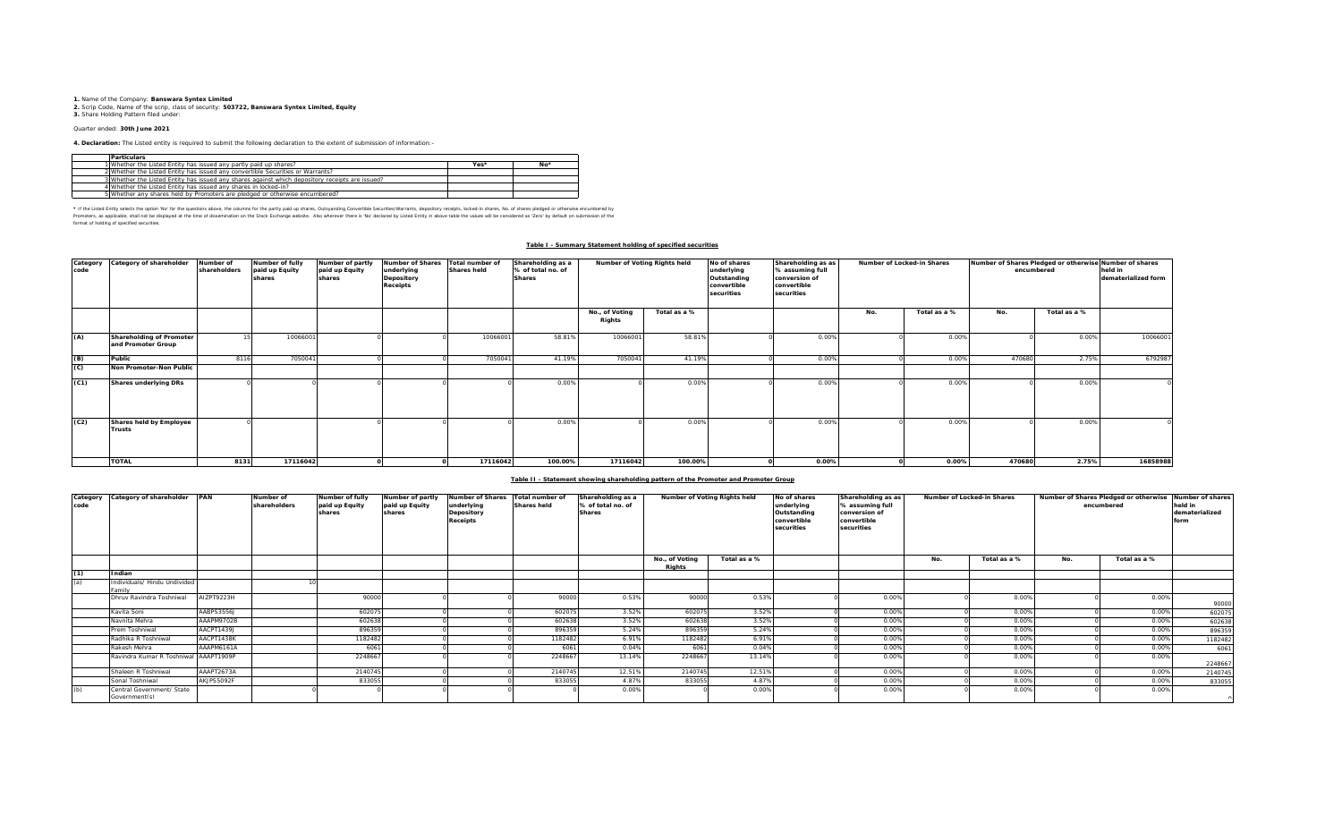**1.** Name of the Company: **Banswara Syntex Limited**
**2.** Scrip Code, Name of the scrip, class of security: **503722, Banswara Syntex Limited, Equity**
**3.** Share Holding Pattern filed under:

Quarter ended: **30th June 2021**

**4. Declaration:** The Listed entity is required to submit the following declaration to the extent of submission of information:-

| | Particulars | Yes* | No* |
|---|---|---|---|
| 1 | Whether the Listed Entity has issued any partly paid up shares? | | |
| 2 | Whether the Listed Entity has issued any convertible Securities or Warrants? | | |
| 3 | Whether the Listed Entity has issued any shares against which depository receipts are issued? | | |
| 4 | Whether the Listed Entity has issued any shares in locked-in? | | |
| 5 | Whether any shares held by Promoters are pledged or otherwise encumbered? | | |

* If the Listed Entity selects the option 'No' for the questions above, the columns for the partly paid up shares, Outstanding Convertible Securities/Warrants, depository receipts, locked-in shares, No. of shares pledged or otherwise encumbered by Promoters, as applicable, shall not be displayed at the time of dissemination on the Stock Exchange website. Also wherever there is 'No' declared by Listed Entity in above table the values will be considered as 'Zero' by default on submission of the format of holding of specified securities.

## Table I - Summary Statement holding of specified securities

| Category code | Category of shareholder | Number of shareholders | Number of fully paid up Equity shares | Number of partly paid up Equity shares | Number of Shares underlying Depository Receipts | Total number of Shares held | Shareholding as a % of total no. of Shares | Number of Voting Rights held | | No of shares underlying Outstanding convertible securities | Shareholding as as % assuming full conversion of convertible securities | Number of Locked-in Shares | | Number of Shares Pledged or otherwise encumbered | | Number of shares held in dematerialized form |
|---|---|---|---|---|---|---|---|---|---|---|---|---|---|---|---|---|
| | | | | | | | | No., of Voting Rights | Total as a % | | | No. | Total as a % | No. | Total as a % | |
| (A) | Shareholding of Promoter and Promoter Group | 15 | 10066001 | 0 | 0 | 10066001 | 58.81% | 10066001 | 58.81% | 0 | 0.00% | 0 | 0.00% | 0 | 0.00% | 10066001 |
| (B) | Public | 8116 | 7050041 | 0 | 0 | 7050041 | 41.19% | 7050041 | 41.19% | 0 | 0.00% | 0 | 0.00% | 470680 | 2.75% | 6792987 |
| (C) | Non Promoter-Non Public | | | | | | | | | | | | | | | |
| (C1) | Shares underlying DRs | 0 | 0 | 0 | 0 | 0 | 0.00% | 0 | 0.00% | 0 | 0.00% | 0 | 0.00% | 0 | 0.00% | 0 |
| (C2) | Shares held by Employee Trusts | 0 | 0 | 0 | 0 | 0 | 0.00% | 0 | 0.00% | 0 | 0.00% | 0 | 0.00% | 0 | 0.00% | 0 |
| | **TOTAL** | **8131** | **17116042** | **0** | **0** | **17116042** | **100.00%** | **17116042** | **100.00%** | **0** | **0.00%** | **0** | **0.00%** | **470680** | **2.75%** | **16858988** |

## Table II - Statement showing shareholding pattern of the Promoter and Promoter Group

| Category code | Category of shareholder | PAN | Number of shareholders | Number of fully paid up Equity shares | Number of partly paid up Equity shares | Number of Shares underlying Depository Receipts | Total number of Shares held | Shareholding as a % of total no. of Shares | Number of Voting Rights held | | No of shares underlying Outstanding convertible securities | Shareholding as as % assuming full conversion of convertible securities | Number of Locked-in Shares | | Number of Shares Pledged or otherwise encumbered | | Number of shares held in dematerialized form |
|---|---|---|---|---|---|---|---|---|---|---|---|---|---|---|---|---|---|
| | | | | | | | | | No., of Voting Rights | Total as a % | | | No. | Total as a % | No. | Total as a % | |
| (1) | Indian | | | | | | | | | | | | | | | | |
| (a) | Individuals/ Hindu Undivided Family | | 10 | | | | | | | | | | | | | | |
| | Dhruv Ravindra Toshniwal | AIZPT9223H | | 90000 | 0 | 0 | 90000 | 0.53% | 90000 | 0.53% | 0 | 0.00% | 0 | 0.00% | 0 | 0.00% | 90000 |
| | Kavita Soni | AABPS3556J | | 602075 | 0 | 0 | 602075 | 3.52% | 602075 | 3.52% | 0 | 0.00% | 0 | 0.00% | 0 | 0.00% | 602075 |
| | Navnita Mehra | AAAPM9702B | | 602638 | 0 | 0 | 602638 | 3.52% | 602638 | 3.52% | 0 | 0.00% | 0 | 0.00% | 0 | 0.00% | 602638 |
| | Prem Toshniwal | AACPT1439J | | 896359 | 0 | 0 | 896359 | 5.24% | 896359 | 5.24% | 0 | 0.00% | 0 | 0.00% | 0 | 0.00% | 896359 |
| | Radhika R Toshniwal | AACPT1438K | | 1182482 | 0 | 0 | 1182482 | 6.91% | 1182482 | 6.91% | 0 | 0.00% | 0 | 0.00% | 0 | 0.00% | 1182482 |
| | Rakesh Mehra | AAAPM6161A | | 6061 | 0 | 0 | 6061 | 0.04% | 6061 | 0.04% | 0 | 0.00% | 0 | 0.00% | 0 | 0.00% | 6061 |
| | Ravindra Kumar R Toshniwal | AAAPT1909P | | 2248667 | 0 | 0 | 2248667 | 13.14% | 2248667 | 13.14% | 0 | 0.00% | 0 | 0.00% | 0 | 0.00% | 2248667 |
| | Shaleen R Toshniwal | AAAPT2673A | | 2140745 | 0 | 0 | 2140745 | 12.51% | 2140745 | 12.51% | 0 | 0.00% | 0 | 0.00% | 0 | 0.00% | 2140745 |
| | Sonal Toshniwal | AKJPS5092F | | 833055 | 0 | 0 | 833055 | 4.87% | 833055 | 4.87% | 0 | 0.00% | 0 | 0.00% | 0 | 0.00% | 833055 |
| (b) | Central Government/ State Government(s) | | 0 | 0 | 0 | 0 | 0 | 0.00% | 0 | 0.00% | 0 | 0.00% | 0 | 0.00% | 0 | 0.00% | 0 |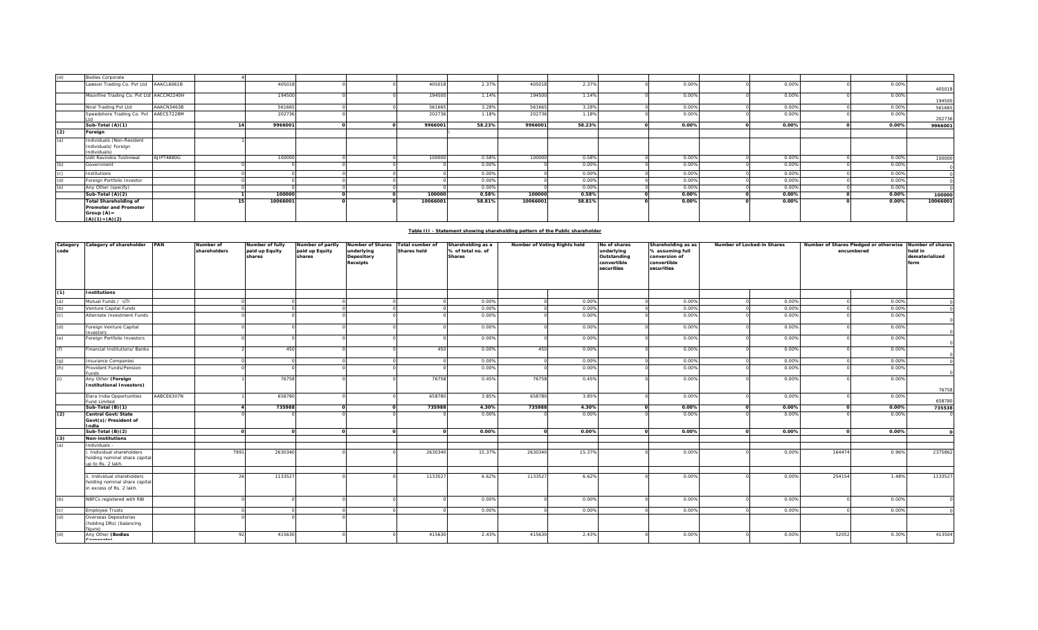| (d) | Bodies Corporate | | 4 | | | | | | | | | | | | | | | |
|---|---|---|---|---|---|---|---|---|---|---|---|---|---|---|---|---|---|---|
| | Lawson Trading Co. Pvt Ltd | AAACL6061B | | 405018 | 0 | 0 | 405018 | 2.37% | 405018 | 2.37% | 0 | 0.00% | 0 | 0.00% | 0 | 0.00% | 405018 |
| | Moonfine Trading Co. Pvt Ltd | AACCM2240H | | 194500 | 0 | 0 | 194500 | 1.14% | 194500 | 1.14% | 0 | 0.00% | 0 | 0.00% | 0 | 0.00% | 194500 |
| | Niral Trading Pvt Ltd | AAACN3463B | | 561665 | 0 | 0 | 561665 | 3.28% | 561665 | 3.28% | 0 | 0.00% | 0 | 0.00% | 0 | 0.00% | 561665 |
| | Speedshore Trading Co. Pvt Ltd | AAECS7228M | | 202736 | 0 | 0 | 202736 | 1.18% | 202736 | 1.18% | 0 | 0.00% | 0 | 0.00% | 0 | 0.00% | 202736 |
| | **Sub-Total (A)(1)** | | **14** | **9966001** | **0** | **0** | **9966001** | **58.23%** | **9966001** | **58.23%** | **0** | **0.00%** | **0** | **0.00%** | **0** | **0.00%** | **9966001** |
| **(2)** | **Foreign** | | | | | | | | | | | | | | | | |
| (a) | Individuals (Non-Resident Individuals/ Foreign Individuals) | | 1 | | | | | | | | | | | | | | |
| | Udit Ravindra Toshniwal | AJIPT4880G | | 100000 | 0 | 0 | 100000 | 0.58% | 100000 | 0.58% | 0 | 0.00% | 0 | 0.00% | 0 | 0.00% | 100000 |
| (b) | Government | | 0 | 0 | 0 | 0 | 0 | 0.00% | 0 | 0.00% | 0 | 0.00% | 0 | 0.00% | 0 | 0.00% | 0 |
| (c) | Institutions | | 0 | 0 | 0 | 0 | 0 | 0.00% | 0 | 0.00% | 0 | 0.00% | 0 | 0.00% | 0 | 0.00% | 0 |
| (d) | Foreign Portfolio Investor | | 0 | 0 | 0 | 0 | 0 | 0.00% | 0 | 0.00% | 0 | 0.00% | 0 | 0.00% | 0 | 0.00% | 0 |
| (e) | Any Other (specify) | | 0 | 0 | 0 | 0 | 0 | 0.00% | 0 | 0.00% | 0 | 0.00% | 0 | 0.00% | 0 | 0.00% | 0 |
| | **Sub-Total (A)(2)** | | **1** | **100000** | **0** | **0** | **100000** | **0.58%** | **100000** | **0.58%** | **0** | **0.00%** | **0** | **0.00%** | **0** | **0.00%** | **100000** |
| | **Total Shareholding of Promoter and Promoter Group (A)= (A)(1)+(A)(2)** | | **15** | **10066001** | **0** | **0** | **10066001** | **58.81%** | **10066001** | **58.81%** | **0** | **0.00%** | **0** | **0.00%** | **0** | **0.00%** | **10066001** |

**Table III - Statement showing shareholding pattern of the Public shareholder**

| Category code | Category of shareholder | PAN | Number of shareholders | Number of fully paid up Equity shares | Number of partly paid up Equity shares | Number of Shares underlying Depository Receipts | Total number of Shares held | Shareholding as a % of total no. of Shares | Number of Voting Rights held | | No of shares underlying Outstanding convertible securities | Shareholding as as % assuming full conversion of convertible securities | Number of Locked-in Shares | | Number of Shares Pledged or otherwise encumbered | | Number of shares held in dematerialized form |
|---|---|---|---|---|---|---|---|---|---|---|---|---|---|---|---|---|---|
| **(1)** | **Institutions** | | | | | | | | | | | | | | | | |
| (a) | Mutual Funds / UTI | | 0 | 0 | 0 | 0 | 0 | 0.00% | 0 | 0.00% | 0 | 0.00% | 0 | 0.00% | 0 | 0.00% | 0 |
| (b) | Venture Capital Funds | | 0 | 0 | 0 | 0 | 0 | 0.00% | 0 | 0.00% | 0 | 0.00% | 0 | 0.00% | 0 | 0.00% | 0 |
| (c) | Alternate Investment Funds | | 0 | 0 | 0 | 0 | 0 | 0.00% | 0 | 0.00% | 0 | 0.00% | 0 | 0.00% | 0 | 0.00% | 0 |
| (d) | Foreign Venture Capital Investors | | 0 | 0 | 0 | 0 | 0 | 0.00% | 0 | 0.00% | 0 | 0.00% | 0 | 0.00% | 0 | 0.00% | 0 |
| (e) | Foreign Portfolio Investors | | 0 | 0 | 0 | 0 | 0 | 0.00% | 0 | 0.00% | 0 | 0.00% | 0 | 0.00% | 0 | 0.00% | 0 |
| (f) | Financial Institutions/ Banks | | 2 | 450 | 0 | 0 | 450 | 0.00% | 450 | 0.00% | 0 | 0.00% | 0 | 0.00% | 0 | 0.00% | 0 |
| (g) | Insurance Companies | | 0 | 0 | 0 | 0 | 0 | 0.00% | 0 | 0.00% | 0 | 0.00% | 0 | 0.00% | 0 | 0.00% | 0 |
| (h) | Provident Funds/Pension Funds | | 0 | 0 | 0 | 0 | 0 | 0.00% | 0 | 0.00% | 0 | 0.00% | 0 | 0.00% | 0 | 0.00% | 0 |
| (i) | Any Other **(Foreign Institutional Investors)** | | 1 | 76758 | 0 | 0 | 76758 | 0.45% | 76758 | 0.45% | 0 | 0.00% | 0 | 0.00% | 0 | 0.00% | 76758 |
| | Elara India Opportunities Fund Limited | AABCE6307N | 1 | 658780 | 0 | 0 | 658780 | 3.85% | 658780 | 3.85% | 0 | 0.00% | 0 | 0.00% | 0 | 0.00% | 658780 |
| | **Sub-Total (B)(1)** | | **4** | **735988** | **0** | **0** | **735988** | **4.30%** | **735988** | **4.30%** | **0** | **0.00%** | **0** | **0.00%** | **0** | **0.00%** | **735538** |
| **(2)** | **Central Govt/ State Govt(s)/President of India** | | 0 | 0 | 0 | 0 | 0 | 0.00% | 0 | 0.00% | 0 | 0.00% | 0 | 0.00% | 0 | 0.00% | 0 |
| | **Sub-Total (B)(2)** | | **0** | **0** | **0** | **0** | **0** | **0.00%** | **0** | **0.00%** | **0** | **0.00%** | **0** | **0.00%** | **0** | **0.00%** | **0** |
| **(3)** | **Non-institutions** | | | | | | | | | | | | | | | | |
| (a) | Individuals - | | | | | | | | | | | | | | | | |
| | i. Individual shareholders holding nominal share capital up to Rs. 2 lakh. | | 7991 | 2630340 | 0 | 0 | 2630340 | 15.37% | 2630340 | 15.37% | 0 | 0.00% | 0 | 0.00% | 164474 | 0.96% | 2375862 |
| | ii. Individual shareholders holding nominal share capital in excess of Rs. 2 lakh. | | 26 | 1133527 | 0 | 0 | 1133527 | 6.62% | 1133527 | 6.62% | 0 | 0.00% | 0 | 0.00% | 254154 | 1.48% | 1133527 |
| (b) | NBFCs registered with RBI | | 0 | 0 | 0 | 0 | 0 | 0.00% | 0 | 0.00% | 0 | 0.00% | 0 | 0.00% | 0 | 0.00% | 0 |
| (c) | Employee Trusts | | 0 | 0 | 0 | 0 | 0 | 0.00% | 0 | 0.00% | 0 | 0.00% | 0 | 0.00% | 0 | 0.00% | 0 |
| (d) | Overseas Depositories (holding DRs) (balancing figure) | | 0 | 0 | 0 | | | | | | | | | | | | |
| (d) | Any Other **(Bodies Corporate)** | | 92 | 415630 | 0 | 0 | 415630 | 2.43% | 415630 | 2.43% | 0 | 0.00% | 0 | 0.00% | 52052 | 0.30% | 413504 |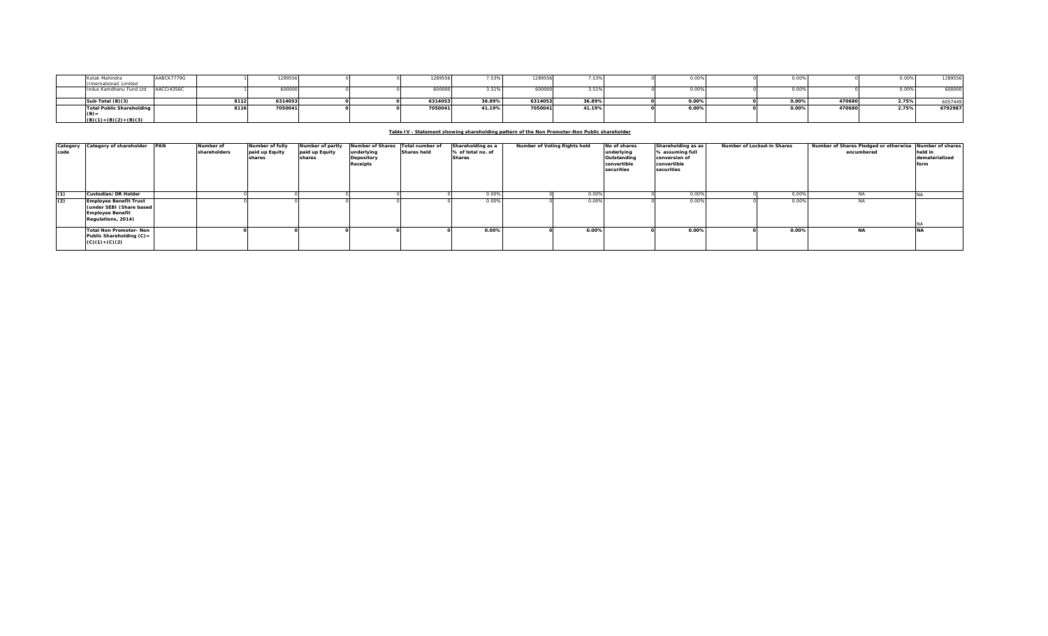| | | | | | | | | | | | | | | | | | |
|---|---|---|---|---|---|---|---|---|---|---|---|---|---|---|---|---|---|
| | Kotak Mahindra (International) Limited | AABCK7779G | 1 | 1289556 | 0 | 0 | 1289556 | 7.53% | 1289556 | 7.53% | 0 | 0.00% | 0 | 0.00% | 0 | 0.00% | 1289556 |
| | Indus Kamdhenu Fund Ltd | AACCI4356C | 1 | 600000 | 0 | 0 | 600000 | 3.51% | 600000 | 3.51% | 0 | 0.00% | 0 | 0.00% | 0 | 0.00% | 600000 |
| | **Sub-Total (B)(3)** | | **8112** | **6314053** | **0** | **0** | **6314053** | **36.89%** | **6314053** | **36.89%** | **0** | **0.00%** | **0** | **0.00%** | **470680** | **2.75%** | 6057449 |
| | **Total Public Shareholding (B)= (B)(1)+(B)(2)+(B)(3)** | | **8116** | **7050041** | **0** | **0** | **7050041** | **41.19%** | **7050041** | **41.19%** | **0** | **0.00%** | **0** | **0.00%** | **470680** | **2.75%** | **6792987** |

**Table IV - Statement showing shareholding pattern of the Non Promoter-Non Public shareholder**

| Category code | Category of shareholder | PAN | Number of shareholders | Number of fully paid up Equity shares | Number of partly paid up Equity shares | Number of Shares underlying Depository Receipts | Total number of Shares held | Shareholding as a % of total no. of Shares | Number of Voting Rights held | | No of shares underlying Outstanding convertible securities | Shareholding as as % assuming full conversion of convertible securities | Number of Locked-in Shares | | Number of Shares Pledged or otherwise encumbered | Number of shares held in dematerialized form |
|---|---|---|---|---|---|---|---|---|---|---|---|---|---|---|---|---|
| (1) | **Custodian/ DR Holder** | | 0 | 0 | 0 | 0 | 0 | 0.00% | 0 | 0.00% | 0 | 0.00% | 0 | 0.00% | NA | NA |
| (2) | **Employee Benefit Trust (under SEBI (Share based Employee Benefit Regulations, 2014)** | | 0 | 0 | 0 | 0 | 0 | 0.00% | 0 | 0.00% | 0 | 0.00% | 0 | 0.00% | NA | NA |
| | **Total Non Promoter- Non Public Shareholding (C)= (C)(1)+(C)(2)** | | **0** | **0** | **0** | **0** | **0** | **0.00%** | **0** | **0.00%** | **0** | **0.00%** | **0** | **0.00%** | **NA** | **NA** |